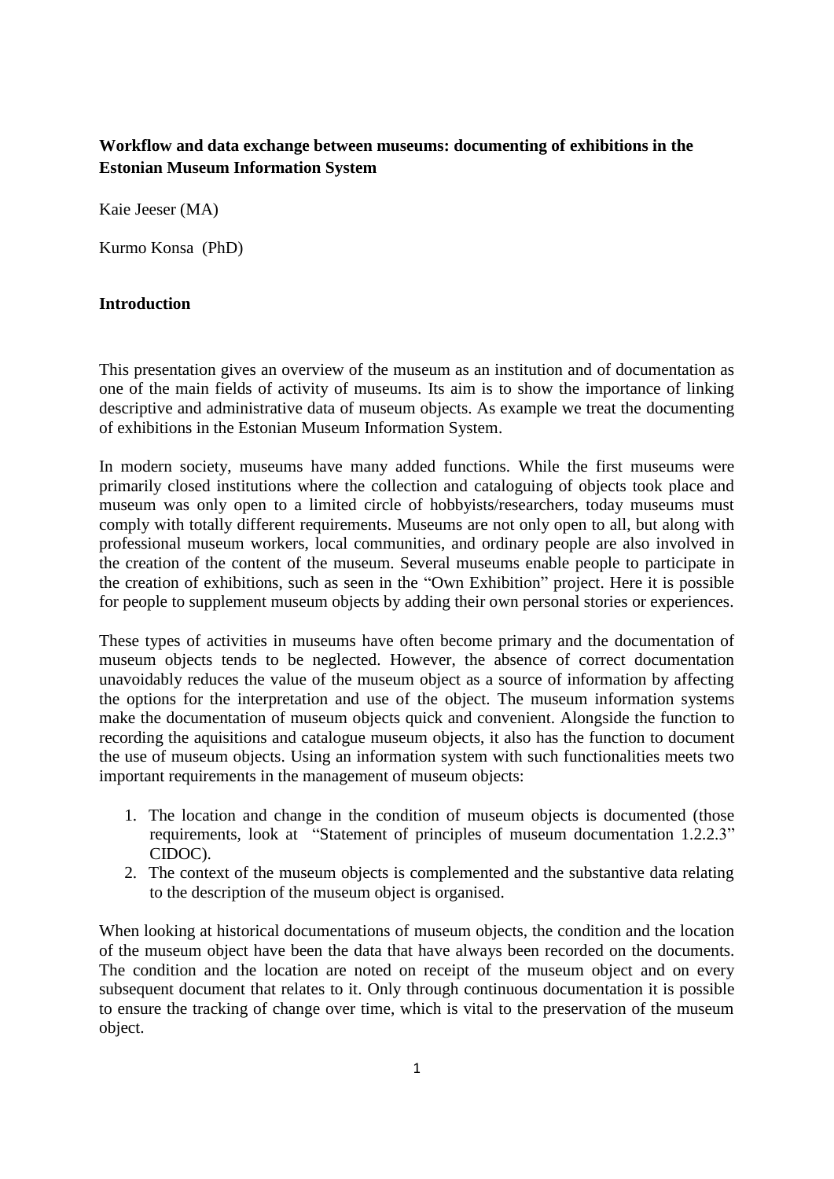**Workflow and data exchange between museums: documenting of exhibitions in the Estonian Museum Information System**

Kaie Jeeser (MA)

Kurmo Konsa (PhD)

**Introduction**

This presentation gives an overview of the museum as an institution and of documentation as one of the main fields of activity of museums. Its aim is to show the importance of linking descriptive and administrative data of museum objects. As example we treat the documenting of exhibitions in the Estonian Museum Information System.

In modern society, museums have many added functions. While the first museums were primarily closed institutions where the collection and cataloguing of objects took place and museum was only open to a limited circle of hobbyists/researchers, today museums must comply with totally different requirements. Museums are not only open to all, but along with professional museum workers, local communities, and ordinary people are also involved in the creation of the content of the museum. Several museums enable people to participate in the creation of exhibitions, such as seen in the "Own Exhibition" project. Here it is possible for people to supplement museum objects by adding their own personal stories or experiences.

These types of activities in museums have often become primary and the documentation of museum objects tends to be neglected. However, the absence of correct documentation unavoidably reduces the value of the museum object as a source of information by affecting the options for the interpretation and use of the object. The museum information systems make the documentation of museum objects quick and convenient. Alongside the function to recording the aquisitions and catalogue museum objects, it also has the function to document the use of museum objects. Using an information system with such functionalities meets two important requirements in the management of museum objects:

1. The location and change in the condition of museum objects is documented (those requirements, look at "Statement of principles of museum documentation 1.2.2.3" CIDOC).
2. The context of the museum objects is complemented and the substantive data relating to the description of the museum object is organised.

When looking at historical documentations of museum objects, the condition and the location of the museum object have been the data that have always been recorded on the documents. The condition and the location are noted on receipt of the museum object and on every subsequent document that relates to it. Only through continuous documentation it is possible to ensure the tracking of change over time, which is vital to the preservation of the museum object.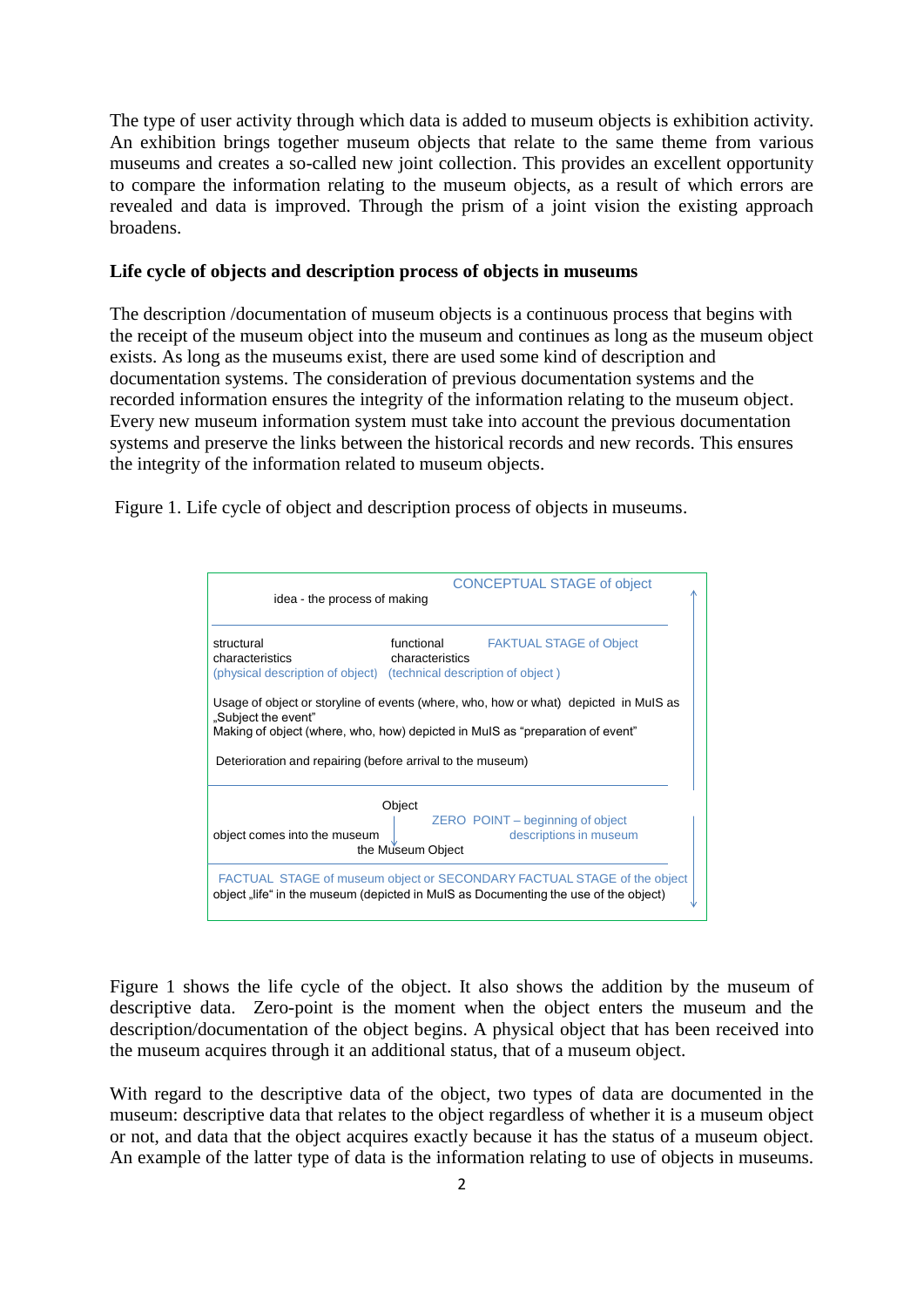The type of user activity through which data is added to museum objects is exhibition activity. An exhibition brings together museum objects that relate to the same theme from various museums and creates a so-called new joint collection. This provides an excellent opportunity to compare the information relating to the museum objects, as a result of which errors are revealed and data is improved. Through the prism of a joint vision the existing approach broadens.

**Life cycle of objects and description process of objects in museums**

The description /documentation of museum objects is a continuous process that begins with the receipt of the museum object into the museum and continues as long as the museum object exists. As long as the museums exist, there are used some kind of description and documentation systems. The consideration of previous documentation systems and the recorded information ensures the integrity of the information relating to the museum object. Every new museum information system must take into account the previous documentation systems and preserve the links between the historical records and new records. This ensures the integrity of the information related to museum objects.

Figure 1. Life cycle of object and description process of objects in museums.

CONCEPTUAL STAGE of object

idea - the process of making

structural characteristics (physical description of object)

functional characteristics (technical description of object )

FAKTUAL STAGE of Object

Usage of object or storyline of events (where, who, how or what) depicted in MuIS as „Subject the event"
Making of object (where, who, how) depicted in MuIS as "preparation of event"

Deterioration and repairing (before arrival to the museum)

Object

object comes into the museum

the Museum Object

ZERO POINT – beginning of object descriptions in museum

FACTUAL STAGE of museum object or SECONDARY FACTUAL STAGE of the object
object „life" in the museum (depicted in MuIS as Documenting the use of the object)

Figure 1 shows the life cycle of the object. It also shows the addition by the museum of descriptive data. Zero-point is the moment when the object enters the museum and the description/documentation of the object begins. A physical object that has been received into the museum acquires through it an additional status, that of a museum object.

With regard to the descriptive data of the object, two types of data are documented in the museum: descriptive data that relates to the object regardless of whether it is a museum object or not, and data that the object acquires exactly because it has the status of a museum object. An example of the latter type of data is the information relating to use of objects in museums.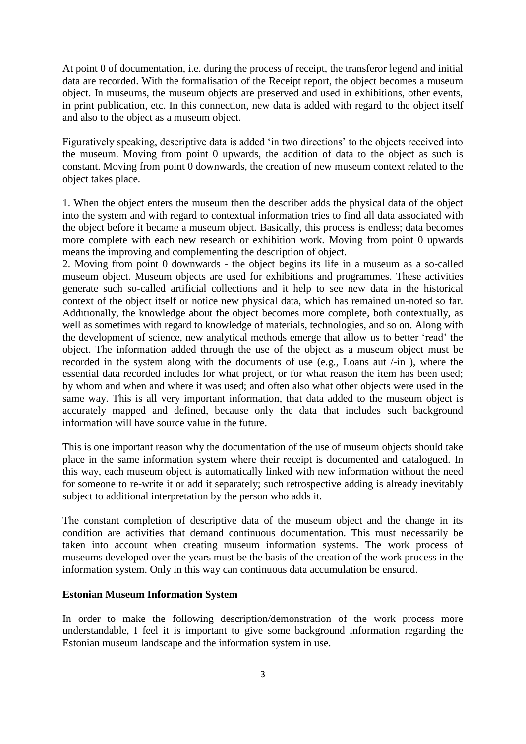At point 0 of documentation, i.e. during the process of receipt, the transferor legend and initial data are recorded. With the formalisation of the Receipt report, the object becomes a museum object. In museums, the museum objects are preserved and used in exhibitions, other events, in print publication, etc. In this connection, new data is added with regard to the object itself and also to the object as a museum object.

Figuratively speaking, descriptive data is added 'in two directions' to the objects received into the museum. Moving from point 0 upwards, the addition of data to the object as such is constant. Moving from point 0 downwards, the creation of new museum context related to the object takes place.

1. When the object enters the museum then the describer adds the physical data of the object into the system and with regard to contextual information tries to find all data associated with the object before it became a museum object. Basically, this process is endless; data becomes more complete with each new research or exhibition work. Moving from point 0 upwards means the improving and complementing the description of object.
2. Moving from point 0 downwards - the object begins its life in a museum as a so-called museum object. Museum objects are used for exhibitions and programmes. These activities generate such so-called artificial collections and it help to see new data in the historical context of the object itself or notice new physical data, which has remained un-noted so far. Additionally, the knowledge about the object becomes more complete, both contextually, as well as sometimes with regard to knowledge of materials, technologies, and so on. Along with the development of science, new analytical methods emerge that allow us to better 'read' the object. The information added through the use of the object as a museum object must be recorded in the system along with the documents of use (e.g., Loans aut /-in ), where the essential data recorded includes for what project, or for what reason the item has been used; by whom and when and where it was used; and often also what other objects were used in the same way. This is all very important information, that data added to the museum object is accurately mapped and defined, because only the data that includes such background information will have source value in the future.

This is one important reason why the documentation of the use of museum objects should take place in the same information system where their receipt is documented and catalogued. In this way, each museum object is automatically linked with new information without the need for someone to re-write it or add it separately; such retrospective adding is already inevitably subject to additional interpretation by the person who adds it.

The constant completion of descriptive data of the museum object and the change in its condition are activities that demand continuous documentation. This must necessarily be taken into account when creating museum information systems. The work process of museums developed over the years must be the basis of the creation of the work process in the information system. Only in this way can continuous data accumulation be ensured.

**Estonian Museum Information System**

In order to make the following description/demonstration of the work process more understandable, I feel it is important to give some background information regarding the Estonian museum landscape and the information system in use.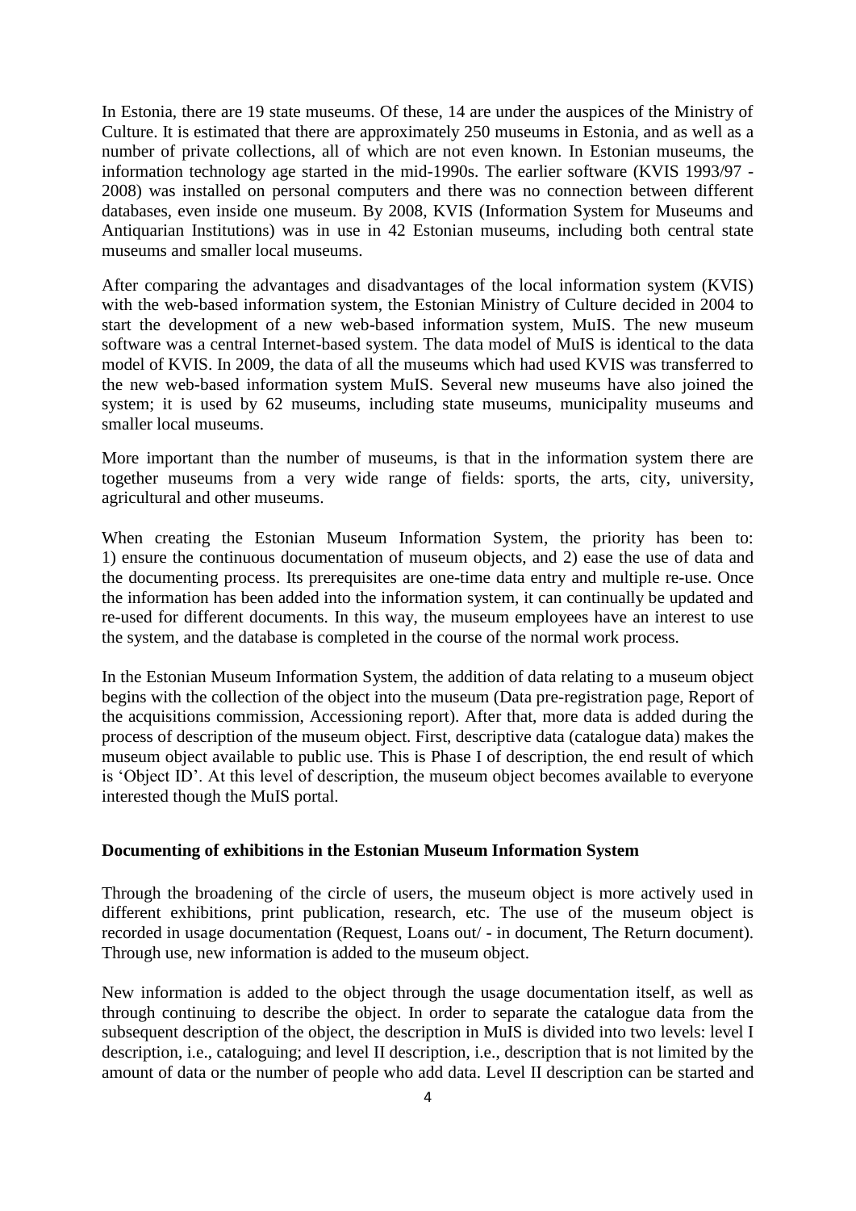In Estonia, there are 19 state museums. Of these, 14 are under the auspices of the Ministry of Culture. It is estimated that there are approximately 250 museums in Estonia, and as well as a number of private collections, all of which are not even known. In Estonian museums, the information technology age started in the mid-1990s. The earlier software (KVIS 1993/97 - 2008) was installed on personal computers and there was no connection between different databases, even inside one museum. By 2008, KVIS (Information System for Museums and Antiquarian Institutions) was in use in 42 Estonian museums, including both central state museums and smaller local museums.

After comparing the advantages and disadvantages of the local information system (KVIS) with the web-based information system, the Estonian Ministry of Culture decided in 2004 to start the development of a new web-based information system, MuIS. The new museum software was a central Internet-based system. The data model of MuIS is identical to the data model of KVIS. In 2009, the data of all the museums which had used KVIS was transferred to the new web-based information system MuIS. Several new museums have also joined the system; it is used by 62 museums, including state museums, municipality museums and smaller local museums.

More important than the number of museums, is that in the information system there are together museums from a very wide range of fields: sports, the arts, city, university, agricultural and other museums.

When creating the Estonian Museum Information System, the priority has been to: 1) ensure the continuous documentation of museum objects, and 2) ease the use of data and the documenting process. Its prerequisites are one-time data entry and multiple re-use. Once the information has been added into the information system, it can continually be updated and re-used for different documents. In this way, the museum employees have an interest to use the system, and the database is completed in the course of the normal work process.

In the Estonian Museum Information System, the addition of data relating to a museum object begins with the collection of the object into the museum (Data pre-registration page, Report of the acquisitions commission, Accessioning report). After that, more data is added during the process of description of the museum object. First, descriptive data (catalogue data) makes the museum object available to public use. This is Phase I of description, the end result of which is 'Object ID'. At this level of description, the museum object becomes available to everyone interested though the MuIS portal.

**Documenting of exhibitions in the Estonian Museum Information System**

Through the broadening of the circle of users, the museum object is more actively used in different exhibitions, print publication, research, etc. The use of the museum object is recorded in usage documentation (Request, Loans out/ - in document, The Return document). Through use, new information is added to the museum object.

New information is added to the object through the usage documentation itself, as well as through continuing to describe the object. In order to separate the catalogue data from the subsequent description of the object, the description in MuIS is divided into two levels: level I description, i.e., cataloguing; and level II description, i.e., description that is not limited by the amount of data or the number of people who add data. Level II description can be started and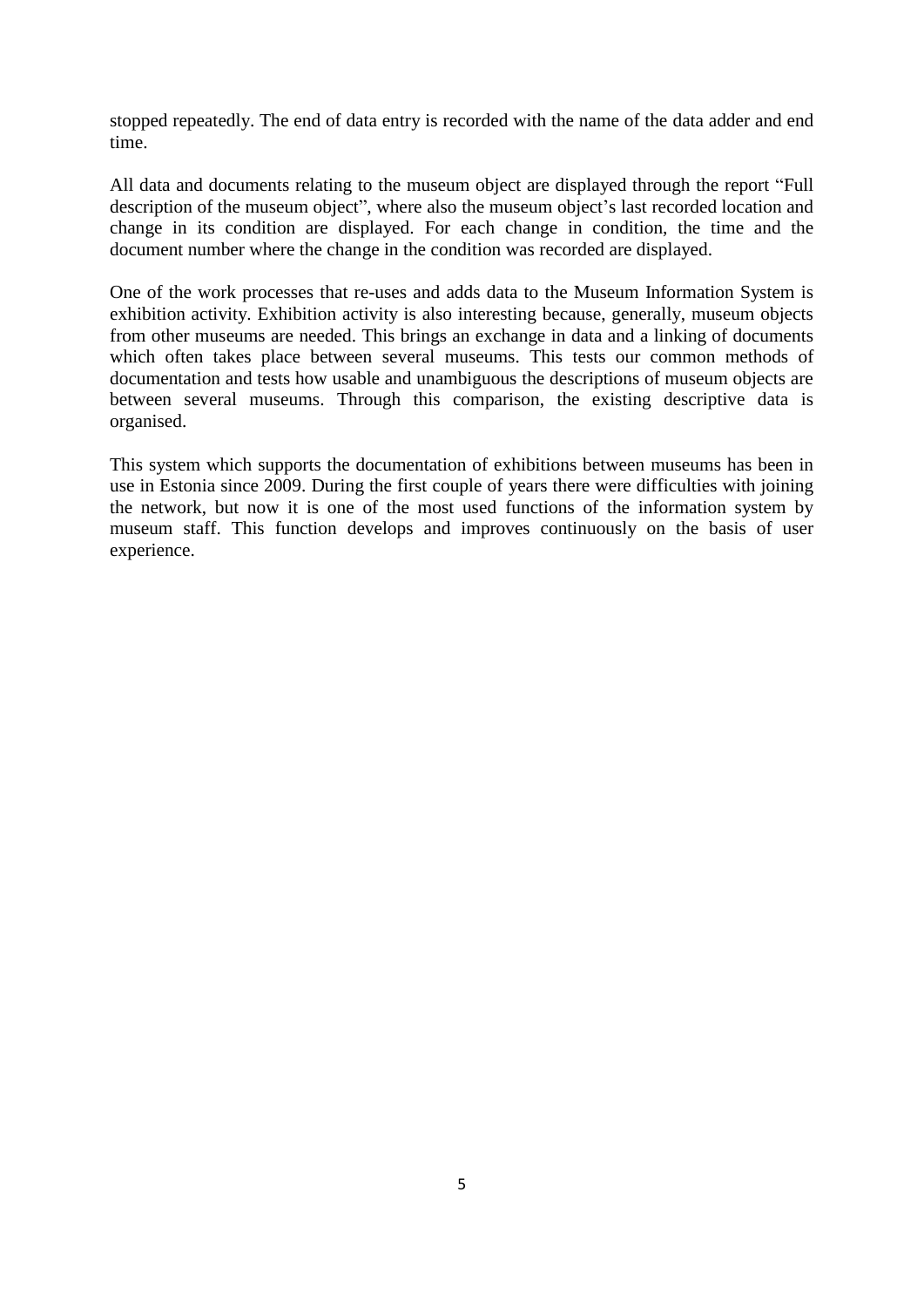stopped repeatedly. The end of data entry is recorded with the name of the data adder and end time.

All data and documents relating to the museum object are displayed through the report “Full description of the museum object”, where also the museum object’s last recorded location and change in its condition are displayed. For each change in condition, the time and the document number where the change in the condition was recorded are displayed.

One of the work processes that re-uses and adds data to the Museum Information System is exhibition activity. Exhibition activity is also interesting because, generally, museum objects from other museums are needed. This brings an exchange in data and a linking of documents which often takes place between several museums. This tests our common methods of documentation and tests how usable and unambiguous the descriptions of museum objects are between several museums. Through this comparison, the existing descriptive data is organised.

This system which supports the documentation of exhibitions between museums has been in use in Estonia since 2009. During the first couple of years there were difficulties with joining the network, but now it is one of the most used functions of the information system by museum staff. This function develops and improves continuously on the basis of user experience.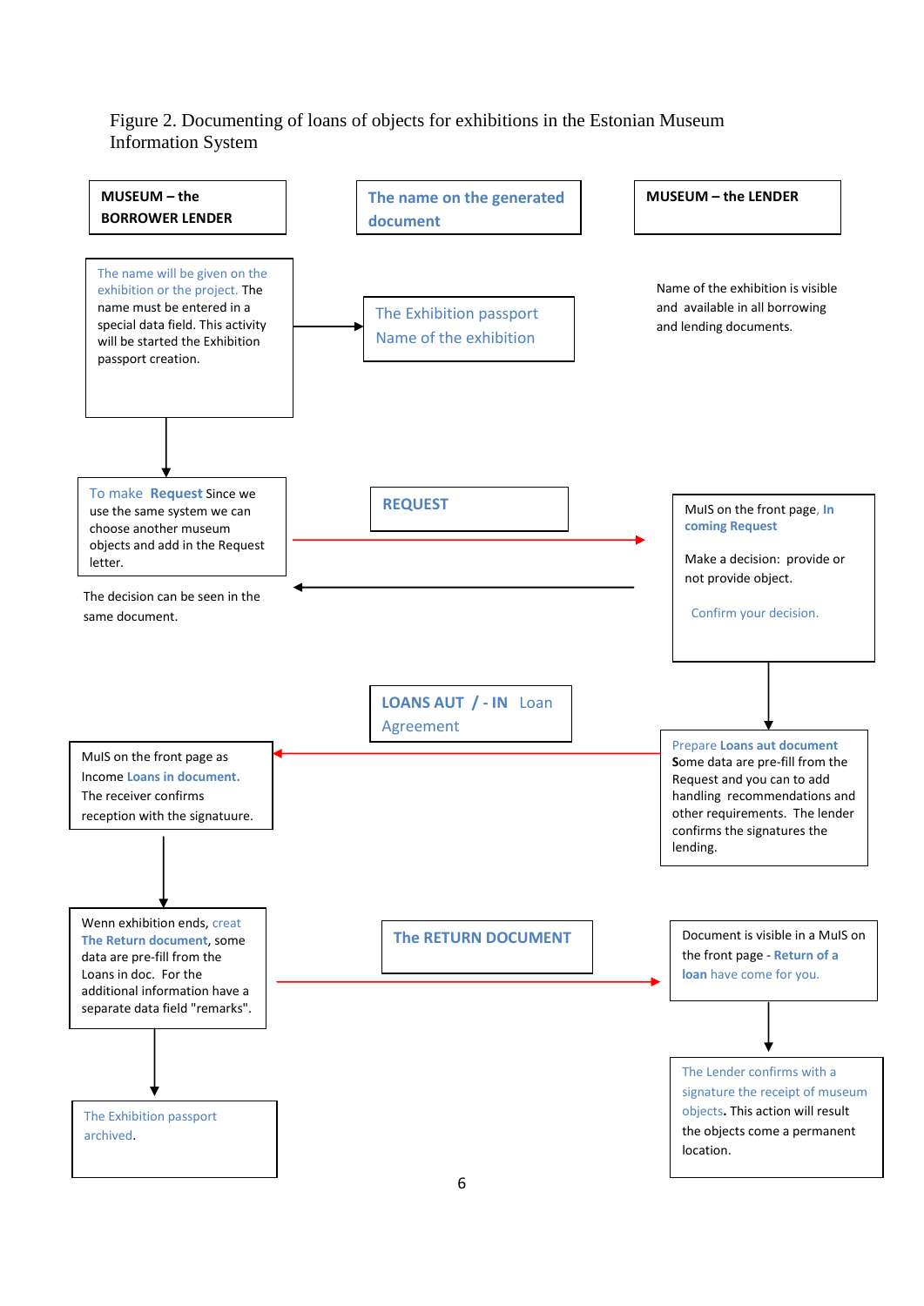Figure 2. Documenting of loans of objects for exhibitions in the Estonian Museum Information System

| **MUSEUM – the BORROWER LENDER** | **The name on the generated document** | **MUSEUM – the LENDER** |
|---|---|---|
| The name will be given on the exhibition or the project. The name must be entered in a special data field. This activity will be started the Exhibition passport creation. → | The Exhibition passport Name of the exhibition | Name of the exhibition is visible and available in all borrowing and lending documents. |
| To make **Request** Since we use the same system we can choose another museum objects and add in the Request letter. → | **REQUEST** | MuIS on the front page, **In coming Request**<br><br>Make a decision: provide or not provide object.<br><br>Confirm your decision. |
| The decision can be seen in the same document. ← | | |
| MuIS on the front page as Income **Loans in document.** The receiver confirms reception with the signatuure. ← | **LOANS AUT / - IN** Loan Agreement | Prepare **Loans aut document** Some data are pre-fill from the Request and you can to add handling recommendations and other requirements. The lender confirms the signatures the lending. |
| Wenn exhibition ends, creat **The Return document**, some data are pre-fill from the Loans in doc. For the additional information have a separate data field "remarks". → | **The RETURN DOCUMENT** | Document is visible in a MuIS on the front page - **Return of a loan** have come for you. |
| The Exhibition passport archived. | | The Lender confirms with a signature the receipt of museum objects**.** This action will result the objects come a permanent location. |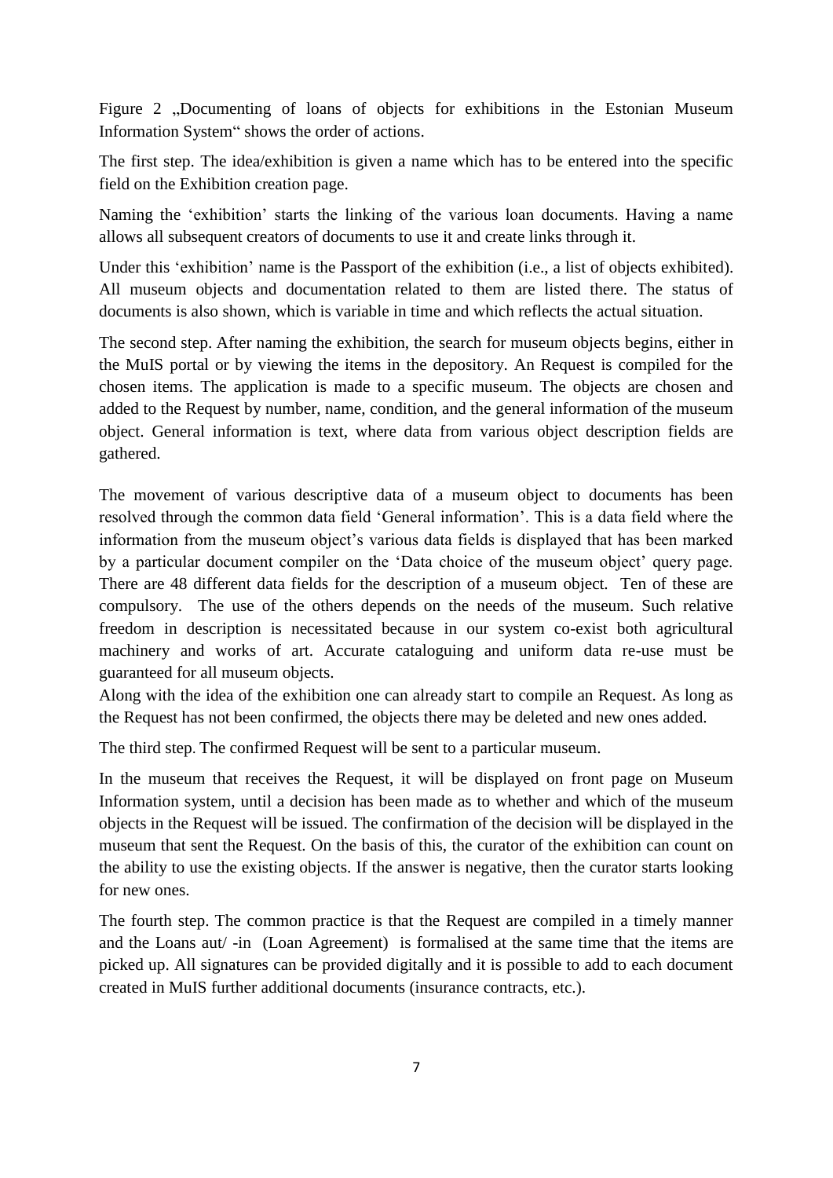Figure 2 „Documenting of loans of objects for exhibitions in the Estonian Museum Information System“ shows the order of actions.

The first step. The idea/exhibition is given a name which has to be entered into the specific field on the Exhibition creation page.

Naming the ‘exhibition’ starts the linking of the various loan documents. Having a name allows all subsequent creators of documents to use it and create links through it.

Under this ‘exhibition’ name is the Passport of the exhibition (i.e., a list of objects exhibited). All museum objects and documentation related to them are listed there. The status of documents is also shown, which is variable in time and which reflects the actual situation.

The second step. After naming the exhibition, the search for museum objects begins, either in the MuIS portal or by viewing the items in the depository. An Request is compiled for the chosen items. The application is made to a specific museum. The objects are chosen and added to the Request by number, name, condition, and the general information of the museum object. General information is text, where data from various object description fields are gathered.

The movement of various descriptive data of a museum object to documents has been resolved through the common data field ‘General information’. This is a data field where the information from the museum object’s various data fields is displayed that has been marked by a particular document compiler on the ‘Data choice of the museum object’ query page. There are 48 different data fields for the description of a museum object. Ten of these are compulsory. The use of the others depends on the needs of the museum. Such relative freedom in description is necessitated because in our system co-exist both agricultural machinery and works of art. Accurate cataloguing and uniform data re-use must be guaranteed for all museum objects.
Along with the idea of the exhibition one can already start to compile an Request. As long as the Request has not been confirmed, the objects there may be deleted and new ones added.

The third step. The confirmed Request will be sent to a particular museum.

In the museum that receives the Request, it will be displayed on front page on Museum Information system, until a decision has been made as to whether and which of the museum objects in the Request will be issued. The confirmation of the decision will be displayed in the museum that sent the Request. On the basis of this, the curator of the exhibition can count on the ability to use the existing objects. If the answer is negative, then the curator starts looking for new ones.

The fourth step. The common practice is that the Request are compiled in a timely manner and the Loans aut/ -in (Loan Agreement) is formalised at the same time that the items are picked up. All signatures can be provided digitally and it is possible to add to each document created in MuIS further additional documents (insurance contracts, etc.).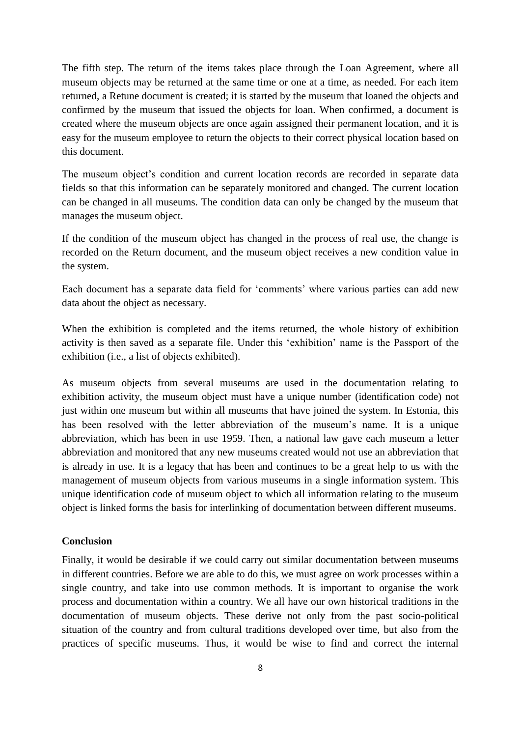The fifth step. The return of the items takes place through the Loan Agreement, where all museum objects may be returned at the same time or one at a time, as needed. For each item returned, a Retune document is created; it is started by the museum that loaned the objects and confirmed by the museum that issued the objects for loan. When confirmed, a document is created where the museum objects are once again assigned their permanent location, and it is easy for the museum employee to return the objects to their correct physical location based on this document.

The museum object's condition and current location records are recorded in separate data fields so that this information can be separately monitored and changed. The current location can be changed in all museums. The condition data can only be changed by the museum that manages the museum object.

If the condition of the museum object has changed in the process of real use, the change is recorded on the Return document, and the museum object receives a new condition value in the system.

Each document has a separate data field for 'comments' where various parties can add new data about the object as necessary.

When the exhibition is completed and the items returned, the whole history of exhibition activity is then saved as a separate file. Under this 'exhibition' name is the Passport of the exhibition (i.e., a list of objects exhibited).

As museum objects from several museums are used in the documentation relating to exhibition activity, the museum object must have a unique number (identification code) not just within one museum but within all museums that have joined the system. In Estonia, this has been resolved with the letter abbreviation of the museum's name. It is a unique abbreviation, which has been in use 1959. Then, a national law gave each museum a letter abbreviation and monitored that any new museums created would not use an abbreviation that is already in use. It is a legacy that has been and continues to be a great help to us with the management of museum objects from various museums in a single information system. This unique identification code of museum object to which all information relating to the museum object is linked forms the basis for interlinking of documentation between different museums.

**Conclusion**

Finally, it would be desirable if we could carry out similar documentation between museums in different countries. Before we are able to do this, we must agree on work processes within a single country, and take into use common methods. It is important to organise the work process and documentation within a country. We all have our own historical traditions in the documentation of museum objects. These derive not only from the past socio-political situation of the country and from cultural traditions developed over time, but also from the practices of specific museums. Thus, it would be wise to find and correct the internal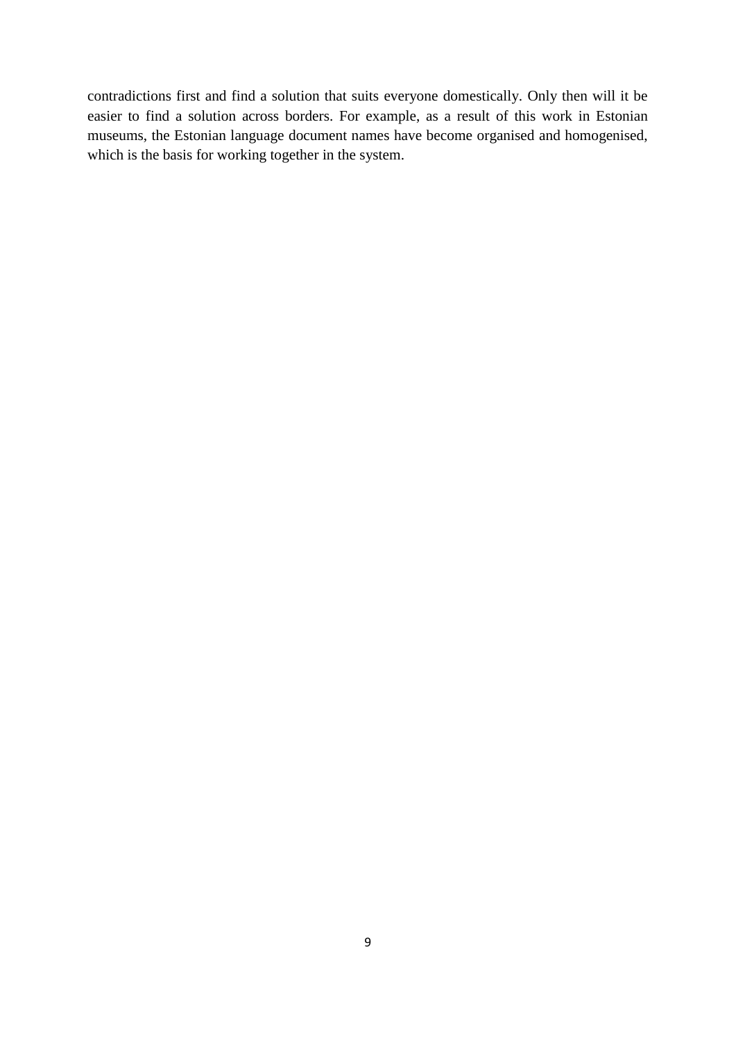contradictions first and find a solution that suits everyone domestically. Only then will it be easier to find a solution across borders. For example, as a result of this work in Estonian museums, the Estonian language document names have become organised and homogenised, which is the basis for working together in the system.